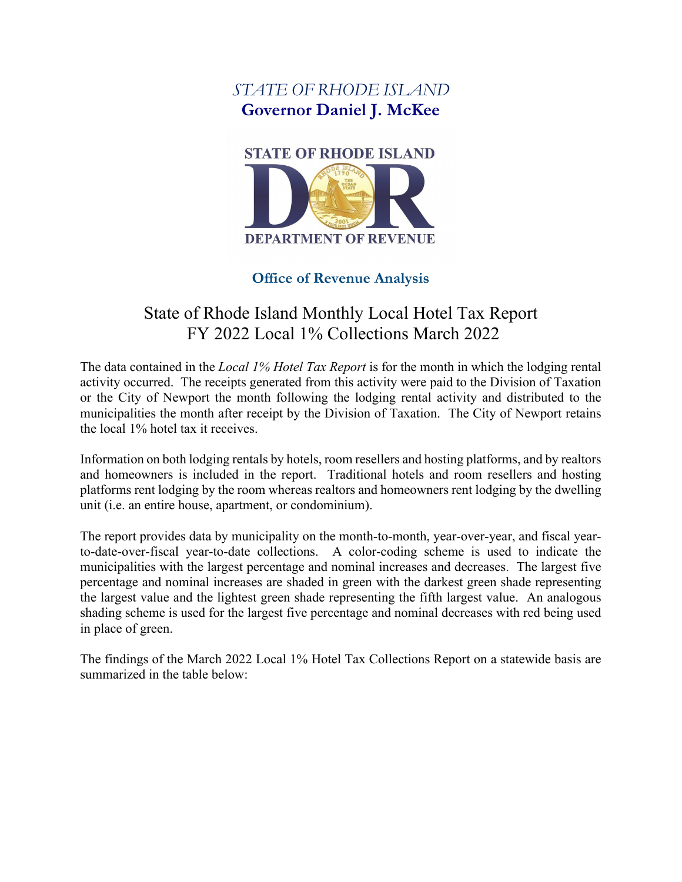*STATE OF RHODE ISLAND*
**Governor Daniel J. McKee**

STATE OF RHODE ISLAND
DEPARTMENT OF REVENUE

**Office of Revenue Analysis**

# State of Rhode Island Monthly Local Hotel Tax Report
# FY 2022 Local 1% Collections March 2022

The data contained in the *Local 1% Hotel Tax Report* is for the month in which the lodging rental activity occurred. The receipts generated from this activity were paid to the Division of Taxation or the City of Newport the month following the lodging rental activity and distributed to the municipalities the month after receipt by the Division of Taxation. The City of Newport retains the local 1% hotel tax it receives.

Information on both lodging rentals by hotels, room resellers and hosting platforms, and by realtors and homeowners is included in the report. Traditional hotels and room resellers and hosting platforms rent lodging by the room whereas realtors and homeowners rent lodging by the dwelling unit (i.e. an entire house, apartment, or condominium).

The report provides data by municipality on the month-to-month, year-over-year, and fiscal year-to-date-over-fiscal year-to-date collections. A color-coding scheme is used to indicate the municipalities with the largest percentage and nominal increases and decreases. The largest five percentage and nominal increases are shaded in green with the darkest green shade representing the largest value and the lightest green shade representing the fifth largest value. An analogous shading scheme is used for the largest five percentage and nominal decreases with red being used in place of green.

The findings of the March 2022 Local 1% Hotel Tax Collections Report on a statewide basis are summarized in the table below: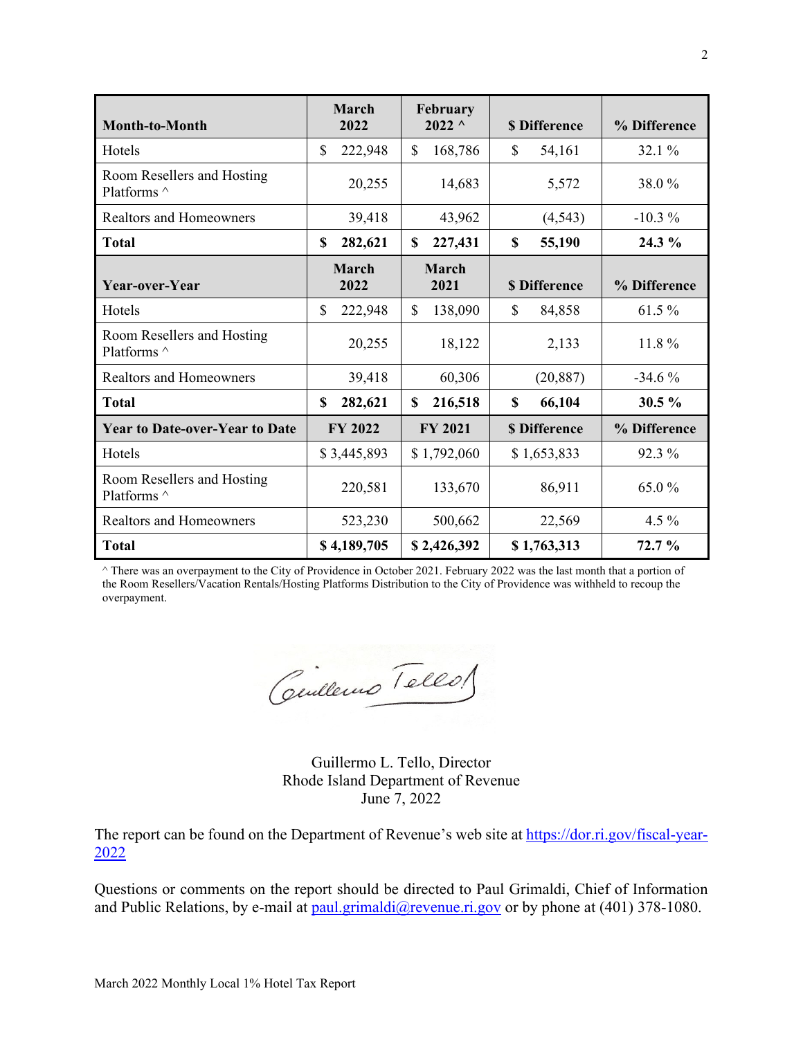| Month-to-Month | March 2022 | February 2022 ^ | $ Difference | % Difference |
|---|---|---|---|---|
| Hotels | $ 222,948 | $ 168,786 | $ 54,161 | 32.1 % |
| Room Resellers and Hosting Platforms ^ | 20,255 | 14,683 | 5,572 | 38.0 % |
| Realtors and Homeowners | 39,418 | 43,962 | (4,543) | -10.3 % |
| **Total** | **$ 282,621** | **$ 227,431** | **$ 55,190** | **24.3 %** |
| **Year-over-Year** | **March 2022** | **March 2021** | **$ Difference** | **% Difference** |
| Hotels | $ 222,948 | $ 138,090 | $ 84,858 | 61.5 % |
| Room Resellers and Hosting Platforms ^ | 20,255 | 18,122 | 2,133 | 11.8 % |
| Realtors and Homeowners | 39,418 | 60,306 | (20,887) | -34.6 % |
| **Total** | **$ 282,621** | **$ 216,518** | **$ 66,104** | **30.5 %** |
| **Year to Date-over-Year to Date** | **FY 2022** | **FY 2021** | **$ Difference** | **% Difference** |
| Hotels | $ 3,445,893 | $ 1,792,060 | $ 1,653,833 | 92.3 % |
| Room Resellers and Hosting Platforms ^ | 220,581 | 133,670 | 86,911 | 65.0 % |
| Realtors and Homeowners | 523,230 | 500,662 | 22,569 | 4.5 % |
| **Total** | **$ 4,189,705** | **$ 2,426,392** | **$ 1,763,313** | **72.7 %** |

^ There was an overpayment to the City of Providence in October 2021. February 2022 was the last month that a portion of the Room Resellers/Vacation Rentals/Hosting Platforms Distribution to the City of Providence was withheld to recoup the overpayment.

Guillermo L. Tello, Director
Rhode Island Department of Revenue
June 7, 2022

The report can be found on the Department of Revenue's web site at https://dor.ri.gov/fiscal-year-2022

Questions or comments on the report should be directed to Paul Grimaldi, Chief of Information and Public Relations, by e-mail at paul.grimaldi@revenue.ri.gov or by phone at (401) 378-1080.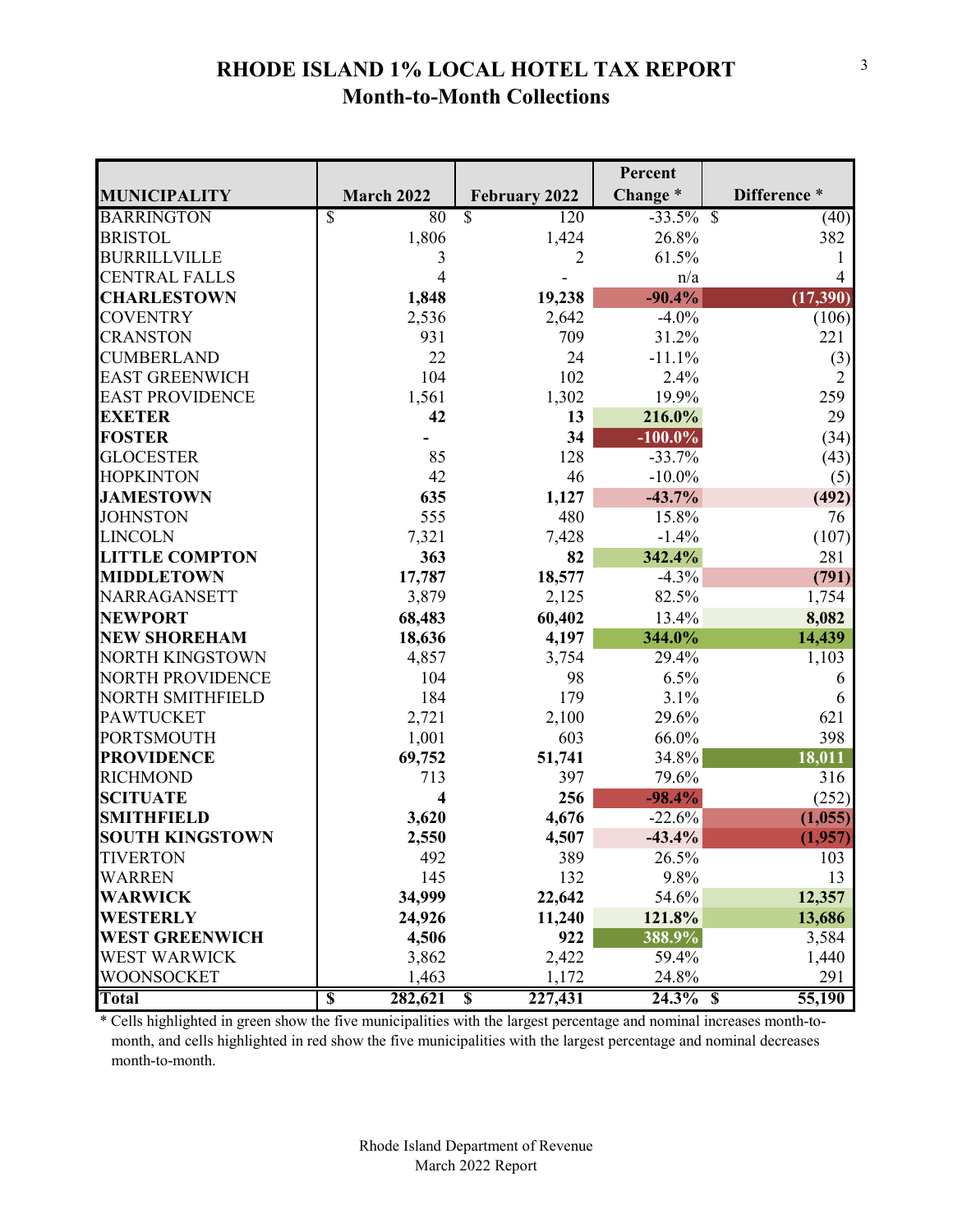# RHODE ISLAND 1% LOCAL HOTEL TAX REPORT
## Month-to-Month Collections

| MUNICIPALITY | March 2022 | February 2022 | Percent Change * | Difference * |
|---|---|---|---|---|
| BARRINGTON | $ 80 | $ 120 | -33.5% | $ (40) |
| BRISTOL | 1,806 | 1,424 | 26.8% | 382 |
| BURRILLVILLE | 3 | 2 | 61.5% | 1 |
| CENTRAL FALLS | 4 | - | n/a | 4 |
| **CHARLESTOWN** | **1,848** | **19,238** | **-90.4%** | **(17,390)** |
| COVENTRY | 2,536 | 2,642 | -4.0% | (106) |
| CRANSTON | 931 | 709 | 31.2% | 221 |
| CUMBERLAND | 22 | 24 | -11.1% | (3) |
| EAST GREENWICH | 104 | 102 | 2.4% | 2 |
| EAST PROVIDENCE | 1,561 | 1,302 | 19.9% | 259 |
| **EXETER** | **42** | **13** | **216.0%** | 29 |
| **FOSTER** | **-** | **34** | **-100.0%** | (34) |
| GLOCESTER | 85 | 128 | -33.7% | (43) |
| HOPKINTON | 42 | 46 | -10.0% | (5) |
| **JAMESTOWN** | **635** | **1,127** | **-43.7%** | **(492)** |
| JOHNSTON | 555 | 480 | 15.8% | 76 |
| LINCOLN | 7,321 | 7,428 | -1.4% | (107) |
| **LITTLE COMPTON** | **363** | **82** | **342.4%** | 281 |
| **MIDDLETOWN** | **17,787** | **18,577** | -4.3% | **(791)** |
| NARRAGANSETT | 3,879 | 2,125 | 82.5% | 1,754 |
| **NEWPORT** | **68,483** | **60,402** | 13.4% | **8,082** |
| **NEW SHOREHAM** | **18,636** | **4,197** | **344.0%** | **14,439** |
| NORTH KINGSTOWN | 4,857 | 3,754 | 29.4% | 1,103 |
| NORTH PROVIDENCE | 104 | 98 | 6.5% | 6 |
| NORTH SMITHFIELD | 184 | 179 | 3.1% | 6 |
| PAWTUCKET | 2,721 | 2,100 | 29.6% | 621 |
| PORTSMOUTH | 1,001 | 603 | 66.0% | 398 |
| **PROVIDENCE** | **69,752** | **51,741** | 34.8% | **18,011** |
| RICHMOND | 713 | 397 | 79.6% | 316 |
| **SCITUATE** | **4** | **256** | **-98.4%** | (252) |
| **SMITHFIELD** | **3,620** | **4,676** | -22.6% | **(1,055)** |
| **SOUTH KINGSTOWN** | **2,550** | **4,507** | **-43.4%** | **(1,957)** |
| TIVERTON | 492 | 389 | 26.5% | 103 |
| WARREN | 145 | 132 | 9.8% | 13 |
| **WARWICK** | **34,999** | **22,642** | 54.6% | **12,357** |
| **WESTERLY** | **24,926** | **11,240** | **121.8%** | **13,686** |
| **WEST GREENWICH** | **4,506** | **922** | **388.9%** | 3,584 |
| WEST WARWICK | 3,862 | 2,422 | 59.4% | 1,440 |
| WOONSOCKET | 1,463 | 1,172 | 24.8% | 291 |
| **Total** | **$ 282,621** | **$ 227,431** | **24.3%** | **$ 55,190** |

\* Cells highlighted in green show the five municipalities with the largest percentage and nominal increases month-to-month, and cells highlighted in red show the five municipalities with the largest percentage and nominal decreases month-to-month.

Rhode Island Department of Revenue
March 2022 Report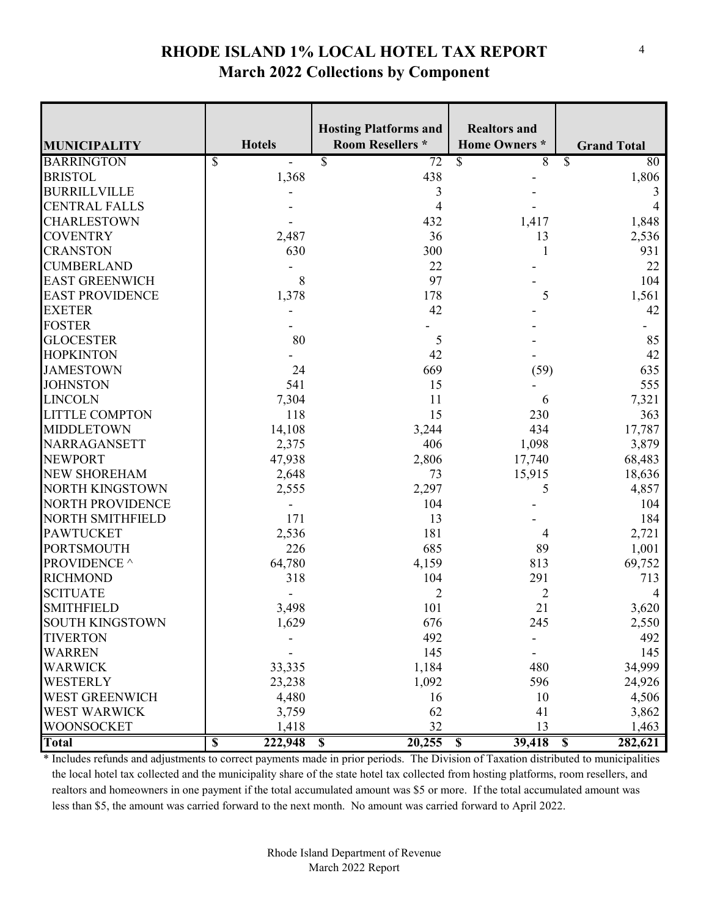# RHODE ISLAND 1% LOCAL HOTEL TAX REPORT

## March 2022 Collections by Component

| MUNICIPALITY | Hotels | Hosting Platforms and Room Resellers * | Realtors and Home Owners * | Grand Total |
|---|---|---|---|---|
| BARRINGTON | $ - | $ 72 | $ 8 | $ 80 |
| BRISTOL | 1,368 | 438 | - | 1,806 |
| BURRILLVILLE | - | 3 | - | 3 |
| CENTRAL FALLS | - | 4 | - | 4 |
| CHARLESTOWN | - | 432 | 1,417 | 1,848 |
| COVENTRY | 2,487 | 36 | 13 | 2,536 |
| CRANSTON | 630 | 300 | 1 | 931 |
| CUMBERLAND | - | 22 | - | 22 |
| EAST GREENWICH | 8 | 97 | - | 104 |
| EAST PROVIDENCE | 1,378 | 178 | 5 | 1,561 |
| EXETER | - | 42 | - | 42 |
| FOSTER | - | - | - | - |
| GLOCESTER | 80 | 5 | - | 85 |
| HOPKINTON | - | 42 | - | 42 |
| JAMESTOWN | 24 | 669 | (59) | 635 |
| JOHNSTON | 541 | 15 | - | 555 |
| LINCOLN | 7,304 | 11 | 6 | 7,321 |
| LITTLE COMPTON | 118 | 15 | 230 | 363 |
| MIDDLETOWN | 14,108 | 3,244 | 434 | 17,787 |
| NARRAGANSETT | 2,375 | 406 | 1,098 | 3,879 |
| NEWPORT | 47,938 | 2,806 | 17,740 | 68,483 |
| NEW SHOREHAM | 2,648 | 73 | 15,915 | 18,636 |
| NORTH KINGSTOWN | 2,555 | 2,297 | 5 | 4,857 |
| NORTH PROVIDENCE | - | 104 | - | 104 |
| NORTH SMITHFIELD | 171 | 13 | - | 184 |
| PAWTUCKET | 2,536 | 181 | 4 | 2,721 |
| PORTSMOUTH | 226 | 685 | 89 | 1,001 |
| PROVIDENCE ^ | 64,780 | 4,159 | 813 | 69,752 |
| RICHMOND | 318 | 104 | 291 | 713 |
| SCITUATE | - | 2 | 2 | 4 |
| SMITHFIELD | 3,498 | 101 | 21 | 3,620 |
| SOUTH KINGSTOWN | 1,629 | 676 | 245 | 2,550 |
| TIVERTON | - | 492 | - | 492 |
| WARREN | - | 145 | - | 145 |
| WARWICK | 33,335 | 1,184 | 480 | 34,999 |
| WESTERLY | 23,238 | 1,092 | 596 | 24,926 |
| WEST GREENWICH | 4,480 | 16 | 10 | 4,506 |
| WEST WARWICK | 3,759 | 62 | 41 | 3,862 |
| WOONSOCKET | 1,418 | 32 | 13 | 1,463 |
| **Total** | **$ 222,948** | **$ 20,255** | **$ 39,418** | **$ 282,621** |

* Includes refunds and adjustments to correct payments made in prior periods. The Division of Taxation distributed to municipalities the local hotel tax collected and the municipality share of the state hotel tax collected from hosting platforms, room resellers, and realtors and homeowners in one payment if the total accumulated amount was $5 or more. If the total accumulated amount was less than $5, the amount was carried forward to the next month. No amount was carried forward to April 2022.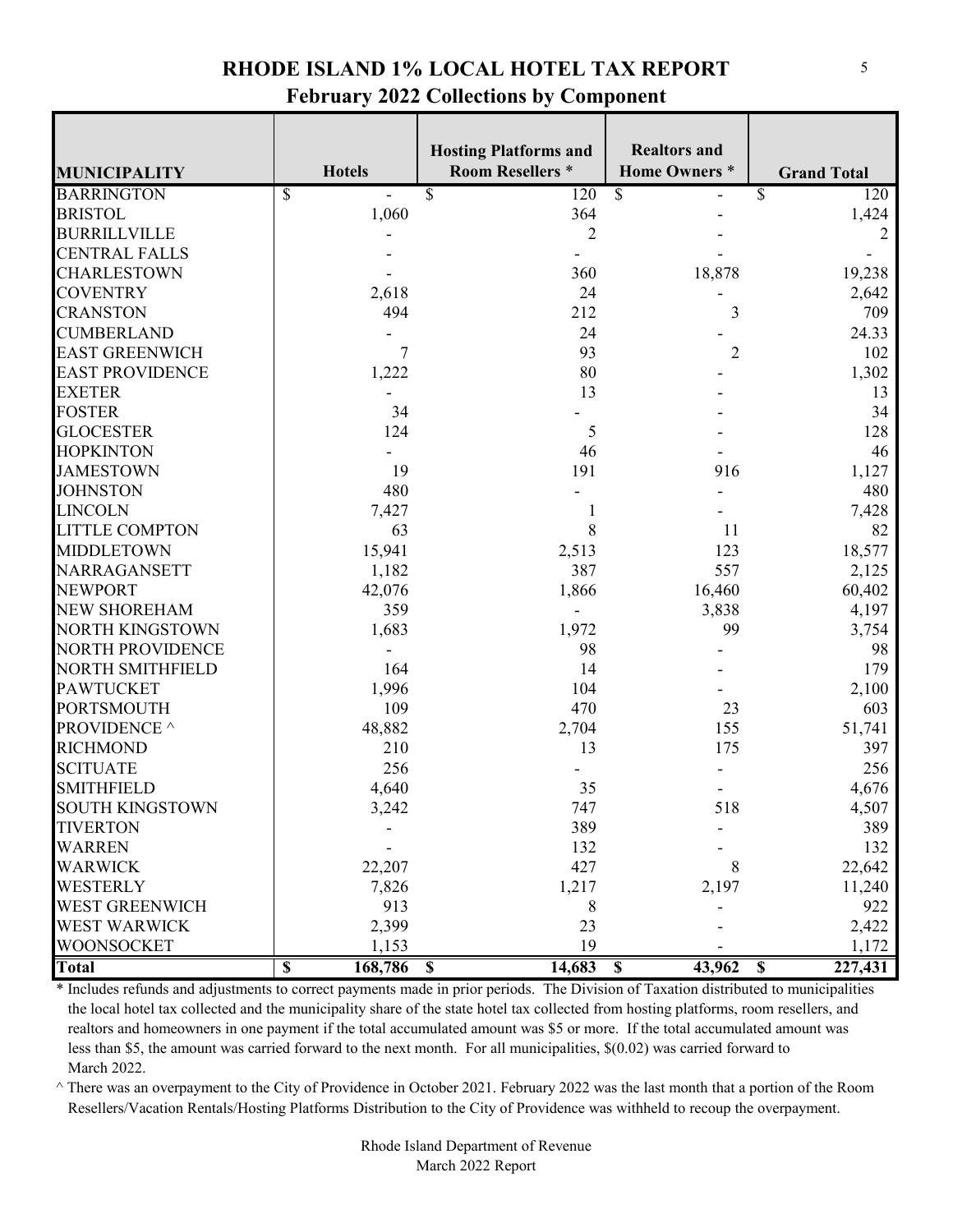# RHODE ISLAND 1% LOCAL HOTEL TAX REPORT

## February 2022 Collections by Component

| MUNICIPALITY | Hotels | Hosting Platforms and Room Resellers * | Realtors and Home Owners * | Grand Total |
|---|---|---|---|---|
| BARRINGTON | $ - | $ 120 | $ - | $ 120 |
| BRISTOL | 1,060 | 364 | - | 1,424 |
| BURRILLVILLE | - | 2 | - | 2 |
| CENTRAL FALLS | - | - | - | - |
| CHARLESTOWN | - | 360 | 18,878 | 19,238 |
| COVENTRY | 2,618 | 24 | - | 2,642 |
| CRANSTON | 494 | 212 | 3 | 709 |
| CUMBERLAND | - | 24 | - | 24.33 |
| EAST GREENWICH | 7 | 93 | 2 | 102 |
| EAST PROVIDENCE | 1,222 | 80 | - | 1,302 |
| EXETER | - | 13 | - | 13 |
| FOSTER | 34 | - | - | 34 |
| GLOCESTER | 124 | 5 | - | 128 |
| HOPKINTON | - | 46 | - | 46 |
| JAMESTOWN | 19 | 191 | 916 | 1,127 |
| JOHNSTON | 480 | - | - | 480 |
| LINCOLN | 7,427 | 1 | - | 7,428 |
| LITTLE COMPTON | 63 | 8 | 11 | 82 |
| MIDDLETOWN | 15,941 | 2,513 | 123 | 18,577 |
| NARRAGANSETT | 1,182 | 387 | 557 | 2,125 |
| NEWPORT | 42,076 | 1,866 | 16,460 | 60,402 |
| NEW SHOREHAM | 359 | - | 3,838 | 4,197 |
| NORTH KINGSTOWN | 1,683 | 1,972 | 99 | 3,754 |
| NORTH PROVIDENCE | - | 98 | - | 98 |
| NORTH SMITHFIELD | 164 | 14 | - | 179 |
| PAWTUCKET | 1,996 | 104 | - | 2,100 |
| PORTSMOUTH | 109 | 470 | 23 | 603 |
| PROVIDENCE ^ | 48,882 | 2,704 | 155 | 51,741 |
| RICHMOND | 210 | 13 | 175 | 397 |
| SCITUATE | 256 | - | - | 256 |
| SMITHFIELD | 4,640 | 35 | - | 4,676 |
| SOUTH KINGSTOWN | 3,242 | 747 | 518 | 4,507 |
| TIVERTON | - | 389 | - | 389 |
| WARREN | - | 132 | - | 132 |
| WARWICK | 22,207 | 427 | 8 | 22,642 |
| WESTERLY | 7,826 | 1,217 | 2,197 | 11,240 |
| WEST GREENWICH | 913 | 8 | - | 922 |
| WEST WARWICK | 2,399 | 23 | - | 2,422 |
| WOONSOCKET | 1,153 | 19 | - | 1,172 |
| **Total** | **$ 168,786** | **$ 14,683** | **$ 43,962** | **$ 227,431** |

* Includes refunds and adjustments to correct payments made in prior periods. The Division of Taxation distributed to municipalities the local hotel tax collected and the municipality share of the state hotel tax collected from hosting platforms, room resellers, and realtors and homeowners in one payment if the total accumulated amount was $5 or more. If the total accumulated amount was less than $5, the amount was carried forward to the next month. For all municipalities, $(0.02) was carried forward to March 2022.

^ There was an overpayment to the City of Providence in October 2021. February 2022 was the last month that a portion of the Room Resellers/Vacation Rentals/Hosting Platforms Distribution to the City of Providence was withheld to recoup the overpayment.

Rhode Island Department of Revenue
March 2022 Report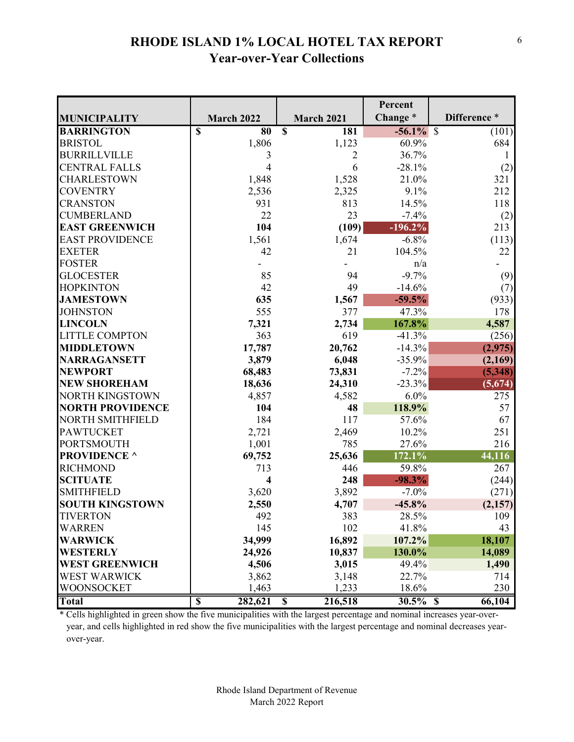# RHODE ISLAND 1% LOCAL HOTEL TAX REPORT
## Year-over-Year Collections

| MUNICIPALITY | March 2022 | March 2021 | Percent Change * | Difference * |
|---|---|---|---|---|
| **BARRINGTON** | **$ 80** | **$ 181** | **-56.1%** | $ (101) |
| BRISTOL | 1,806 | 1,123 | 60.9% | 684 |
| BURRILLVILLE | 3 | 2 | 36.7% | 1 |
| CENTRAL FALLS | 4 | 6 | -28.1% | (2) |
| CHARLESTOWN | 1,848 | 1,528 | 21.0% | 321 |
| COVENTRY | 2,536 | 2,325 | 9.1% | 212 |
| CRANSTON | 931 | 813 | 14.5% | 118 |
| CUMBERLAND | 22 | 23 | -7.4% | (2) |
| **EAST GREENWICH** | **104** | **(109)** | **-196.2%** | 213 |
| EAST PROVIDENCE | 1,561 | 1,674 | -6.8% | (113) |
| EXETER | 42 | 21 | 104.5% | 22 |
| FOSTER | - | - | n/a | - |
| GLOCESTER | 85 | 94 | -9.7% | (9) |
| HOPKINTON | 42 | 49 | -14.6% | (7) |
| **JAMESTOWN** | **635** | **1,567** | **-59.5%** | (933) |
| JOHNSTON | 555 | 377 | 47.3% | 178 |
| **LINCOLN** | **7,321** | **2,734** | **167.8%** | **4,587** |
| LITTLE COMPTON | 363 | 619 | -41.3% | (256) |
| **MIDDLETOWN** | **17,787** | **20,762** | -14.3% | **(2,975)** |
| **NARRAGANSETT** | **3,879** | **6,048** | -35.9% | **(2,169)** |
| **NEWPORT** | **68,483** | **73,831** | -7.2% | **(5,348)** |
| **NEW SHOREHAM** | **18,636** | **24,310** | -23.3% | **(5,674)** |
| NORTH KINGSTOWN | 4,857 | 4,582 | 6.0% | 275 |
| **NORTH PROVIDENCE** | **104** | **48** | **118.9%** | 57 |
| NORTH SMITHFIELD | 184 | 117 | 57.6% | 67 |
| PAWTUCKET | 2,721 | 2,469 | 10.2% | 251 |
| PORTSMOUTH | 1,001 | 785 | 27.6% | 216 |
| **PROVIDENCE ^** | **69,752** | **25,636** | **172.1%** | **44,116** |
| RICHMOND | 713 | 446 | 59.8% | 267 |
| **SCITUATE** | **4** | **248** | **-98.3%** | (244) |
| SMITHFIELD | 3,620 | 3,892 | -7.0% | (271) |
| **SOUTH KINGSTOWN** | **2,550** | **4,707** | **-45.8%** | **(2,157)** |
| TIVERTON | 492 | 383 | 28.5% | 109 |
| WARREN | 145 | 102 | 41.8% | 43 |
| **WARWICK** | **34,999** | **16,892** | **107.2%** | **18,107** |
| **WESTERLY** | **24,926** | **10,837** | **130.0%** | **14,089** |
| **WEST GREENWICH** | **4,506** | **3,015** | 49.4% | **1,490** |
| WEST WARWICK | 3,862 | 3,148 | 22.7% | 714 |
| WOONSOCKET | 1,463 | 1,233 | 18.6% | 230 |
| **Total** | **$ 282,621** | **$ 216,518** | **30.5%** | **$ 66,104** |

\* Cells highlighted in green show the five municipalities with the largest percentage and nominal increases year-over-year, and cells highlighted in red show the five municipalities with the largest percentage and nominal decreases year-over-year.

Rhode Island Department of Revenue
March 2022 Report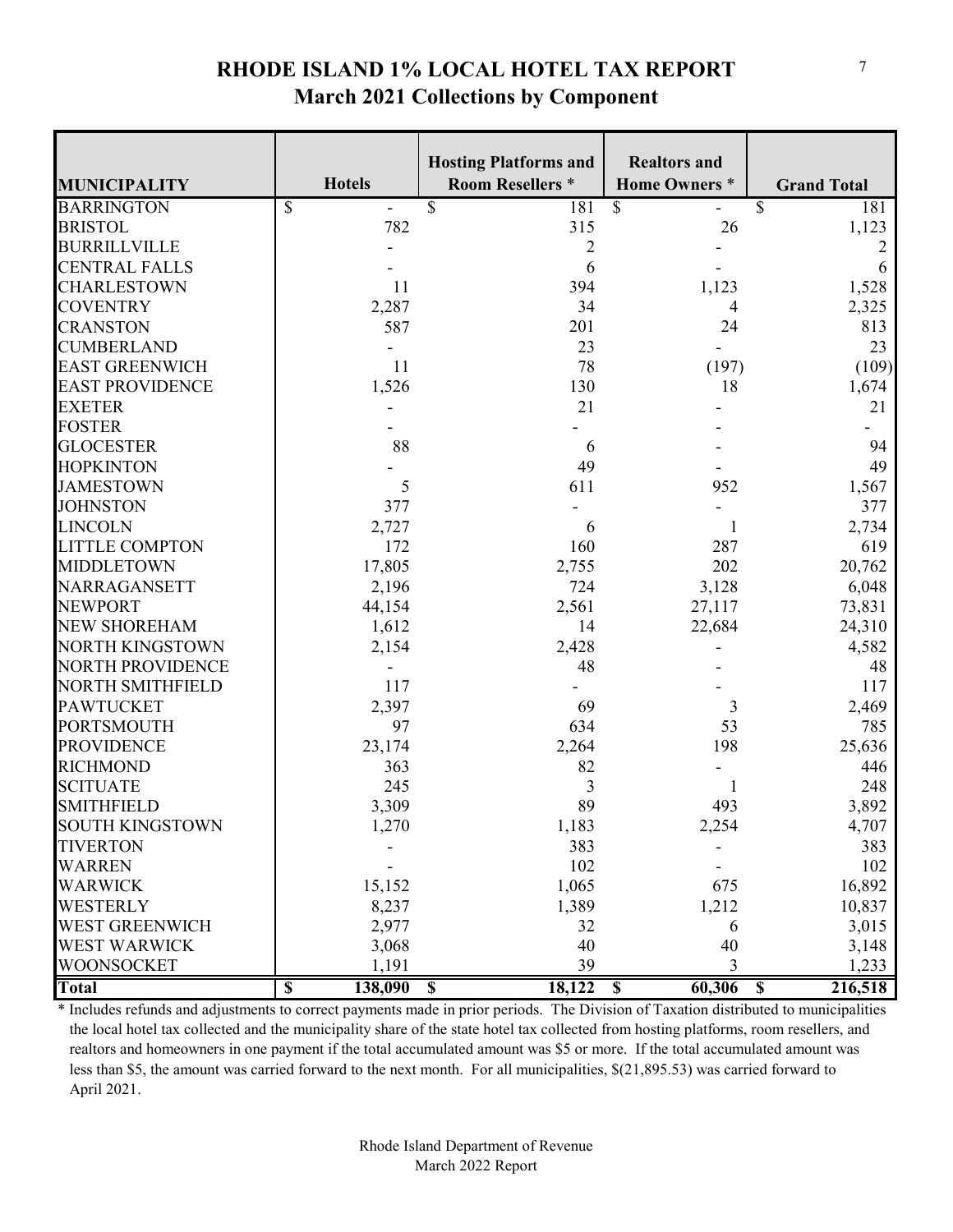# RHODE ISLAND 1% LOCAL HOTEL TAX REPORT
## March 2021 Collections by Component

| MUNICIPALITY | Hotels | Hosting Platforms and Room Resellers * | Realtors and Home Owners * | Grand Total |
|---|---|---|---|---|
| BARRINGTON | $ - | $ 181 | $ - | $ 181 |
| BRISTOL | 782 | 315 | 26 | 1,123 |
| BURRILLVILLE | - | 2 | - | 2 |
| CENTRAL FALLS | - | 6 | - | 6 |
| CHARLESTOWN | 11 | 394 | 1,123 | 1,528 |
| COVENTRY | 2,287 | 34 | 4 | 2,325 |
| CRANSTON | 587 | 201 | 24 | 813 |
| CUMBERLAND | - | 23 | - | 23 |
| EAST GREENWICH | 11 | 78 | (197) | (109) |
| EAST PROVIDENCE | 1,526 | 130 | 18 | 1,674 |
| EXETER | - | 21 | - | 21 |
| FOSTER | - | - | - | - |
| GLOCESTER | 88 | 6 | - | 94 |
| HOPKINTON | - | 49 | - | 49 |
| JAMESTOWN | 5 | 611 | 952 | 1,567 |
| JOHNSTON | 377 | - | - | 377 |
| LINCOLN | 2,727 | 6 | 1 | 2,734 |
| LITTLE COMPTON | 172 | 160 | 287 | 619 |
| MIDDLETOWN | 17,805 | 2,755 | 202 | 20,762 |
| NARRAGANSETT | 2,196 | 724 | 3,128 | 6,048 |
| NEWPORT | 44,154 | 2,561 | 27,117 | 73,831 |
| NEW SHOREHAM | 1,612 | 14 | 22,684 | 24,310 |
| NORTH KINGSTOWN | 2,154 | 2,428 | - | 4,582 |
| NORTH PROVIDENCE | - | 48 | - | 48 |
| NORTH SMITHFIELD | 117 | - | - | 117 |
| PAWTUCKET | 2,397 | 69 | 3 | 2,469 |
| PORTSMOUTH | 97 | 634 | 53 | 785 |
| PROVIDENCE | 23,174 | 2,264 | 198 | 25,636 |
| RICHMOND | 363 | 82 | - | 446 |
| SCITUATE | 245 | 3 | 1 | 248 |
| SMITHFIELD | 3,309 | 89 | 493 | 3,892 |
| SOUTH KINGSTOWN | 1,270 | 1,183 | 2,254 | 4,707 |
| TIVERTON | - | 383 | - | 383 |
| WARREN | - | 102 | - | 102 |
| WARWICK | 15,152 | 1,065 | 675 | 16,892 |
| WESTERLY | 8,237 | 1,389 | 1,212 | 10,837 |
| WEST GREENWICH | 2,977 | 32 | 6 | 3,015 |
| WEST WARWICK | 3,068 | 40 | 40 | 3,148 |
| WOONSOCKET | 1,191 | 39 | 3 | 1,233 |
| **Total** | **$ 138,090** | **$ 18,122** | **$ 60,306** | **$ 216,518** |

\* Includes refunds and adjustments to correct payments made in prior periods. The Division of Taxation distributed to municipalities the local hotel tax collected and the municipality share of the state hotel tax collected from hosting platforms, room resellers, and realtors and homeowners in one payment if the total accumulated amount was $5 or more. If the total accumulated amount was less than $5, the amount was carried forward to the next month. For all municipalities, $(21,895.53) was carried forward to April 2021.

Rhode Island Department of Revenue
March 2022 Report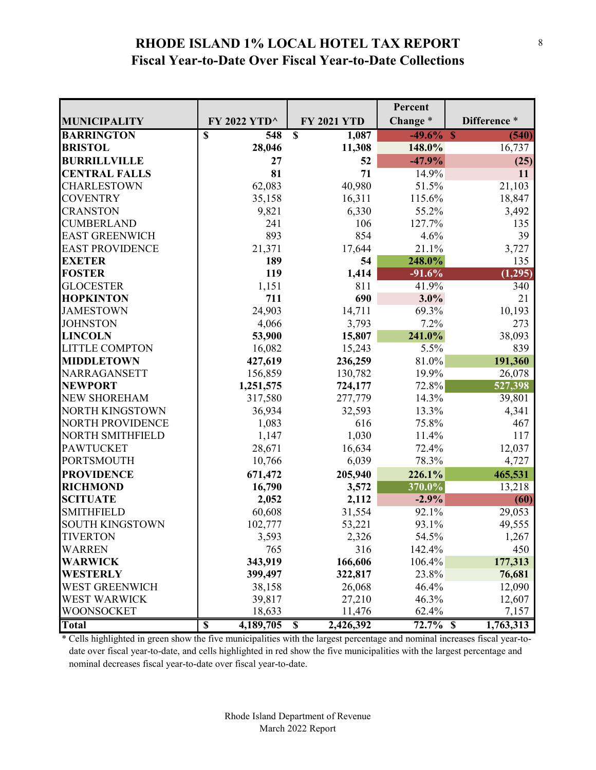# RHODE ISLAND 1% LOCAL HOTEL TAX REPORT
## Fiscal Year-to-Date Over Fiscal Year-to-Date Collections

| MUNICIPALITY | FY 2022 YTD^ | FY 2021 YTD | Percent Change * | Difference * |
|---|---|---|---|---|
| **BARRINGTON** | **$ 548** | **$ 1,087** | **-49.6%** | **$ (540)** |
| **BRISTOL** | **28,046** | **11,308** | **148.0%** | 16,737 |
| **BURRILLVILLE** | **27** | **52** | **-47.9%** | **(25)** |
| **CENTRAL FALLS** | **81** | **71** | 14.9% | **11** |
| CHARLESTOWN | 62,083 | 40,980 | 51.5% | 21,103 |
| COVENTRY | 35,158 | 16,311 | 115.6% | 18,847 |
| CRANSTON | 9,821 | 6,330 | 55.2% | 3,492 |
| CUMBERLAND | 241 | 106 | 127.7% | 135 |
| EAST GREENWICH | 893 | 854 | 4.6% | 39 |
| EAST PROVIDENCE | 21,371 | 17,644 | 21.1% | 3,727 |
| **EXETER** | **189** | **54** | **248.0%** | 135 |
| **FOSTER** | **119** | **1,414** | **-91.6%** | **(1,295)** |
| GLOCESTER | 1,151 | 811 | 41.9% | 340 |
| **HOPKINTON** | **711** | **690** | **3.0%** | 21 |
| JAMESTOWN | 24,903 | 14,711 | 69.3% | 10,193 |
| JOHNSTON | 4,066 | 3,793 | 7.2% | 273 |
| **LINCOLN** | **53,900** | **15,807** | **241.0%** | 38,093 |
| LITTLE COMPTON | 16,082 | 15,243 | 5.5% | 839 |
| **MIDDLETOWN** | **427,619** | **236,259** | 81.0% | **191,360** |
| NARRAGANSETT | 156,859 | 130,782 | 19.9% | 26,078 |
| **NEWPORT** | **1,251,575** | **724,177** | 72.8% | **527,398** |
| NEW SHOREHAM | 317,580 | 277,779 | 14.3% | 39,801 |
| NORTH KINGSTOWN | 36,934 | 32,593 | 13.3% | 4,341 |
| NORTH PROVIDENCE | 1,083 | 616 | 75.8% | 467 |
| NORTH SMITHFIELD | 1,147 | 1,030 | 11.4% | 117 |
| PAWTUCKET | 28,671 | 16,634 | 72.4% | 12,037 |
| PORTSMOUTH | 10,766 | 6,039 | 78.3% | 4,727 |
| **PROVIDENCE** | **671,472** | **205,940** | **226.1%** | **465,531** |
| **RICHMOND** | **16,790** | **3,572** | **370.0%** | 13,218 |
| **SCITUATE** | **2,052** | **2,112** | **-2.9%** | **(60)** |
| SMITHFIELD | 60,608 | 31,554 | 92.1% | 29,053 |
| SOUTH KINGSTOWN | 102,777 | 53,221 | 93.1% | 49,555 |
| TIVERTON | 3,593 | 2,326 | 54.5% | 1,267 |
| WARREN | 765 | 316 | 142.4% | 450 |
| **WARWICK** | **343,919** | **166,606** | 106.4% | **177,313** |
| **WESTERLY** | **399,497** | **322,817** | 23.8% | **76,681** |
| WEST GREENWICH | 38,158 | 26,068 | 46.4% | 12,090 |
| WEST WARWICK | 39,817 | 27,210 | 46.3% | 12,607 |
| WOONSOCKET | 18,633 | 11,476 | 62.4% | 7,157 |
| **Total** | **$ 4,189,705** | **$ 2,426,392** | **72.7%** | **$ 1,763,313** |

\* Cells highlighted in green show the five municipalities with the largest percentage and nominal increases fiscal year-to-date over fiscal year-to-date, and cells highlighted in red show the five municipalities with the largest percentage and nominal decreases fiscal year-to-date over fiscal year-to-date.

Rhode Island Department of Revenue
March 2022 Report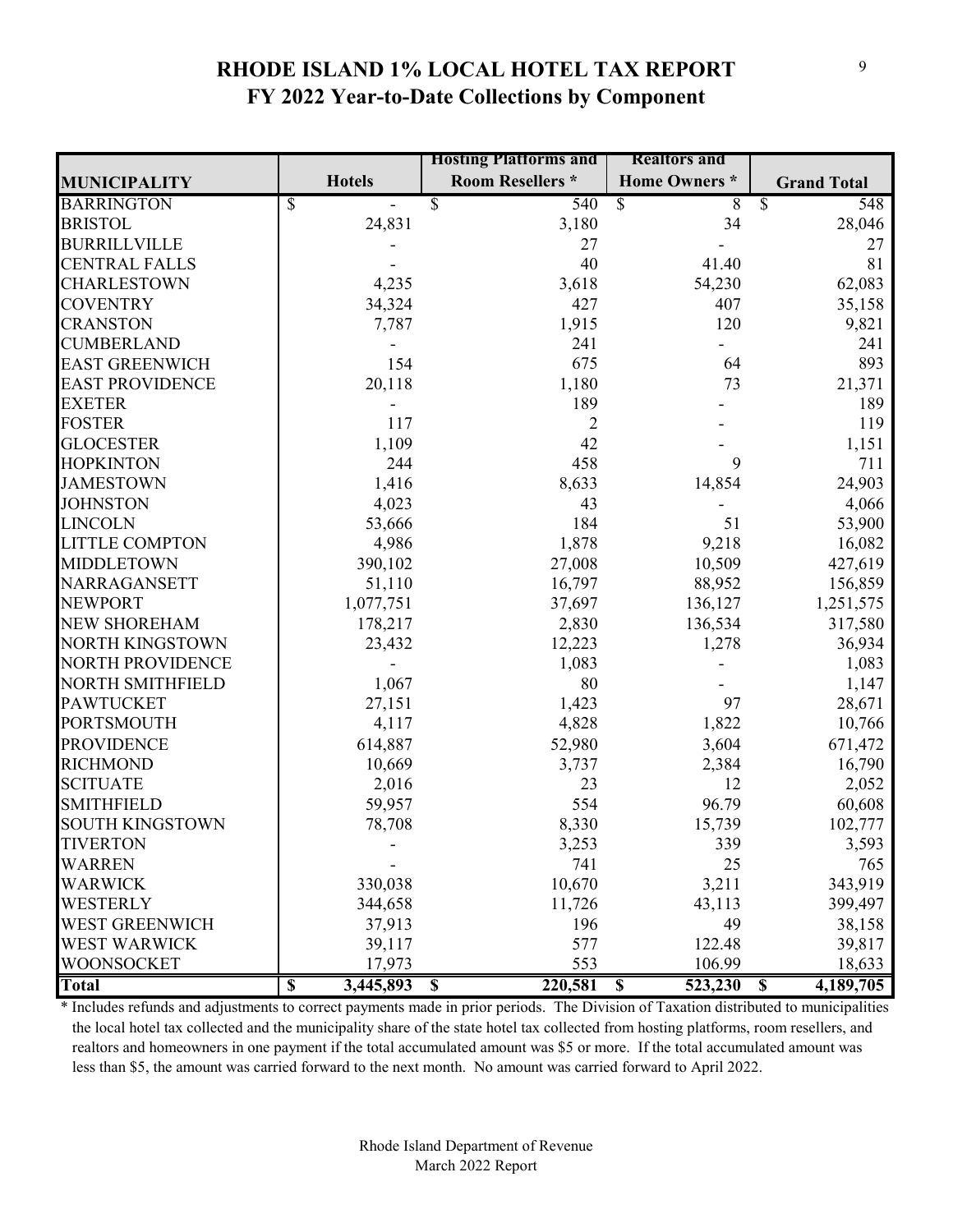## RHODE ISLAND 1% LOCAL HOTEL TAX REPORT
## FY 2022 Year-to-Date Collections by Component

| MUNICIPALITY | Hotels | Hosting Platforms and Room Resellers * | Realtors and Home Owners * | Grand Total |
|---|---|---|---|---|
| BARRINGTON | $ - | $ 540 | $ 8 | $ 548 |
| BRISTOL | 24,831 | 3,180 | 34 | 28,046 |
| BURRILLVILLE | - | 27 | - | 27 |
| CENTRAL FALLS | - | 40 | 41.40 | 81 |
| CHARLESTOWN | 4,235 | 3,618 | 54,230 | 62,083 |
| COVENTRY | 34,324 | 427 | 407 | 35,158 |
| CRANSTON | 7,787 | 1,915 | 120 | 9,821 |
| CUMBERLAND | - | 241 | - | 241 |
| EAST GREENWICH | 154 | 675 | 64 | 893 |
| EAST PROVIDENCE | 20,118 | 1,180 | 73 | 21,371 |
| EXETER | - | 189 | - | 189 |
| FOSTER | 117 | 2 | - | 119 |
| GLOCESTER | 1,109 | 42 | - | 1,151 |
| HOPKINTON | 244 | 458 | 9 | 711 |
| JAMESTOWN | 1,416 | 8,633 | 14,854 | 24,903 |
| JOHNSTON | 4,023 | 43 | - | 4,066 |
| LINCOLN | 53,666 | 184 | 51 | 53,900 |
| LITTLE COMPTON | 4,986 | 1,878 | 9,218 | 16,082 |
| MIDDLETOWN | 390,102 | 27,008 | 10,509 | 427,619 |
| NARRAGANSETT | 51,110 | 16,797 | 88,952 | 156,859 |
| NEWPORT | 1,077,751 | 37,697 | 136,127 | 1,251,575 |
| NEW SHOREHAM | 178,217 | 2,830 | 136,534 | 317,580 |
| NORTH KINGSTOWN | 23,432 | 12,223 | 1,278 | 36,934 |
| NORTH PROVIDENCE | - | 1,083 | - | 1,083 |
| NORTH SMITHFIELD | 1,067 | 80 | - | 1,147 |
| PAWTUCKET | 27,151 | 1,423 | 97 | 28,671 |
| PORTSMOUTH | 4,117 | 4,828 | 1,822 | 10,766 |
| PROVIDENCE | 614,887 | 52,980 | 3,604 | 671,472 |
| RICHMOND | 10,669 | 3,737 | 2,384 | 16,790 |
| SCITUATE | 2,016 | 23 | 12 | 2,052 |
| SMITHFIELD | 59,957 | 554 | 96.79 | 60,608 |
| SOUTH KINGSTOWN | 78,708 | 8,330 | 15,739 | 102,777 |
| TIVERTON | - | 3,253 | 339 | 3,593 |
| WARREN | - | 741 | 25 | 765 |
| WARWICK | 330,038 | 10,670 | 3,211 | 343,919 |
| WESTERLY | 344,658 | 11,726 | 43,113 | 399,497 |
| WEST GREENWICH | 37,913 | 196 | 49 | 38,158 |
| WEST WARWICK | 39,117 | 577 | 122.48 | 39,817 |
| WOONSOCKET | 17,973 | 553 | 106.99 | 18,633 |
| **Total** | **$ 3,445,893** | **$ 220,581** | **$ 523,230** | **$ 4,189,705** |

* Includes refunds and adjustments to correct payments made in prior periods. The Division of Taxation distributed to municipalities the local hotel tax collected and the municipality share of the state hotel tax collected from hosting platforms, room resellers, and realtors and homeowners in one payment if the total accumulated amount was $5 or more. If the total accumulated amount was less than $5, the amount was carried forward to the next month. No amount was carried forward to April 2022.

Rhode Island Department of Revenue
March 2022 Report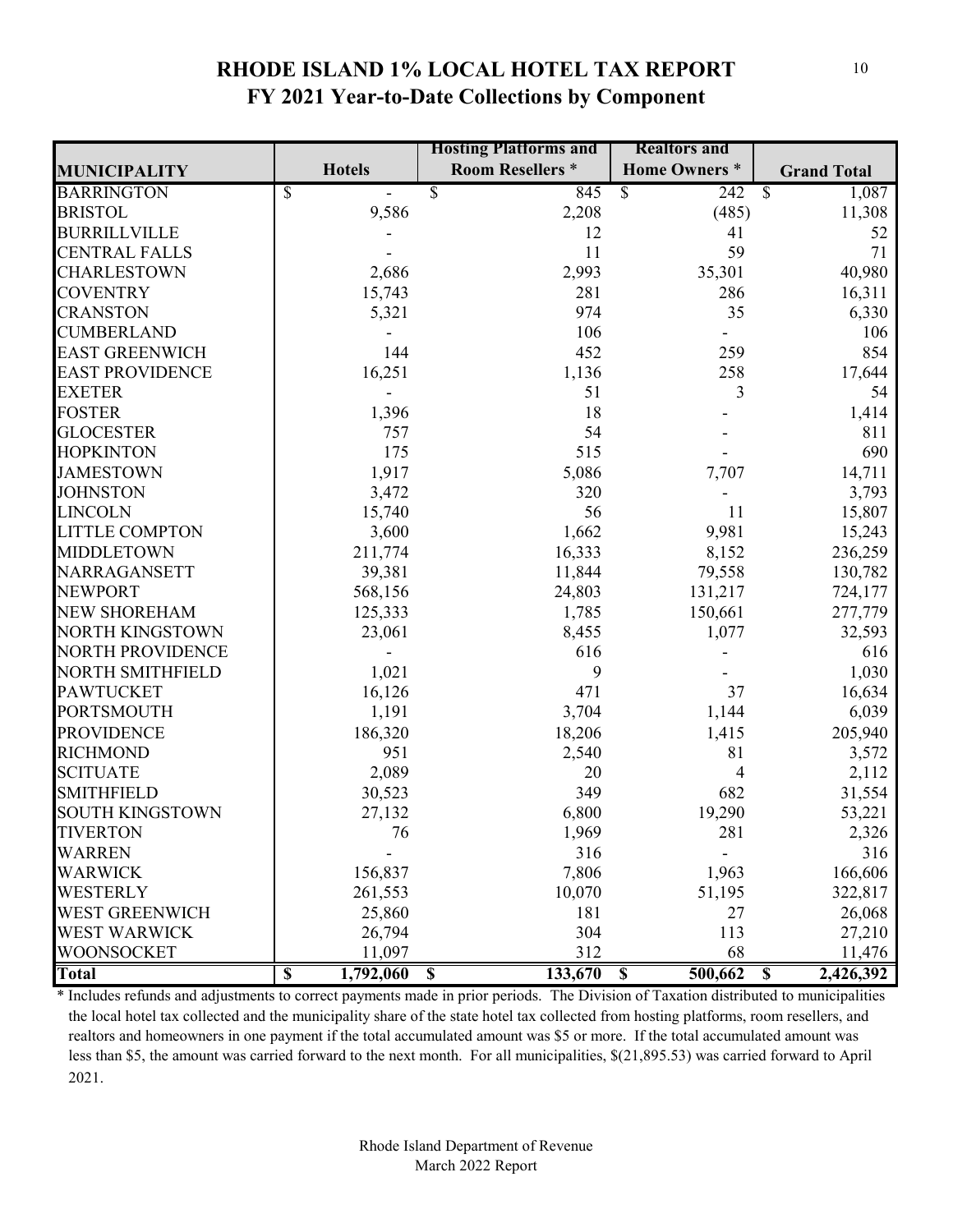# RHODE ISLAND 1% LOCAL HOTEL TAX REPORT
## FY 2021 Year-to-Date Collections by Component

| MUNICIPALITY | Hotels | Hosting Platforms and Room Resellers * | Realtors and Home Owners * | Grand Total |
|---|---|---|---|---|
| BARRINGTON | $ - | $ 845 | $ 242 | $ 1,087 |
| BRISTOL | 9,586 | 2,208 | (485) | 11,308 |
| BURRILLVILLE | - | 12 | 41 | 52 |
| CENTRAL FALLS | - | 11 | 59 | 71 |
| CHARLESTOWN | 2,686 | 2,993 | 35,301 | 40,980 |
| COVENTRY | 15,743 | 281 | 286 | 16,311 |
| CRANSTON | 5,321 | 974 | 35 | 6,330 |
| CUMBERLAND | - | 106 | - | 106 |
| EAST GREENWICH | 144 | 452 | 259 | 854 |
| EAST PROVIDENCE | 16,251 | 1,136 | 258 | 17,644 |
| EXETER | - | 51 | 3 | 54 |
| FOSTER | 1,396 | 18 | - | 1,414 |
| GLOCESTER | 757 | 54 | - | 811 |
| HOPKINTON | 175 | 515 | - | 690 |
| JAMESTOWN | 1,917 | 5,086 | 7,707 | 14,711 |
| JOHNSTON | 3,472 | 320 | - | 3,793 |
| LINCOLN | 15,740 | 56 | 11 | 15,807 |
| LITTLE COMPTON | 3,600 | 1,662 | 9,981 | 15,243 |
| MIDDLETOWN | 211,774 | 16,333 | 8,152 | 236,259 |
| NARRAGANSETT | 39,381 | 11,844 | 79,558 | 130,782 |
| NEWPORT | 568,156 | 24,803 | 131,217 | 724,177 |
| NEW SHOREHAM | 125,333 | 1,785 | 150,661 | 277,779 |
| NORTH KINGSTOWN | 23,061 | 8,455 | 1,077 | 32,593 |
| NORTH PROVIDENCE | - | 616 | - | 616 |
| NORTH SMITHFIELD | 1,021 | 9 | - | 1,030 |
| PAWTUCKET | 16,126 | 471 | 37 | 16,634 |
| PORTSMOUTH | 1,191 | 3,704 | 1,144 | 6,039 |
| PROVIDENCE | 186,320 | 18,206 | 1,415 | 205,940 |
| RICHMOND | 951 | 2,540 | 81 | 3,572 |
| SCITUATE | 2,089 | 20 | 4 | 2,112 |
| SMITHFIELD | 30,523 | 349 | 682 | 31,554 |
| SOUTH KINGSTOWN | 27,132 | 6,800 | 19,290 | 53,221 |
| TIVERTON | 76 | 1,969 | 281 | 2,326 |
| WARREN | - | 316 | - | 316 |
| WARWICK | 156,837 | 7,806 | 1,963 | 166,606 |
| WESTERLY | 261,553 | 10,070 | 51,195 | 322,817 |
| WEST GREENWICH | 25,860 | 181 | 27 | 26,068 |
| WEST WARWICK | 26,794 | 304 | 113 | 27,210 |
| WOONSOCKET | 11,097 | 312 | 68 | 11,476 |
| **Total** | **$ 1,792,060** | **$ 133,670** | **$ 500,662** | **$ 2,426,392** |

\* Includes refunds and adjustments to correct payments made in prior periods. The Division of Taxation distributed to municipalities the local hotel tax collected and the municipality share of the state hotel tax collected from hosting platforms, room resellers, and realtors and homeowners in one payment if the total accumulated amount was $5 or more. If the total accumulated amount was less than $5, the amount was carried forward to the next month. For all municipalities, $(21,895.53) was carried forward to April 2021.

Rhode Island Department of Revenue
March 2022 Report